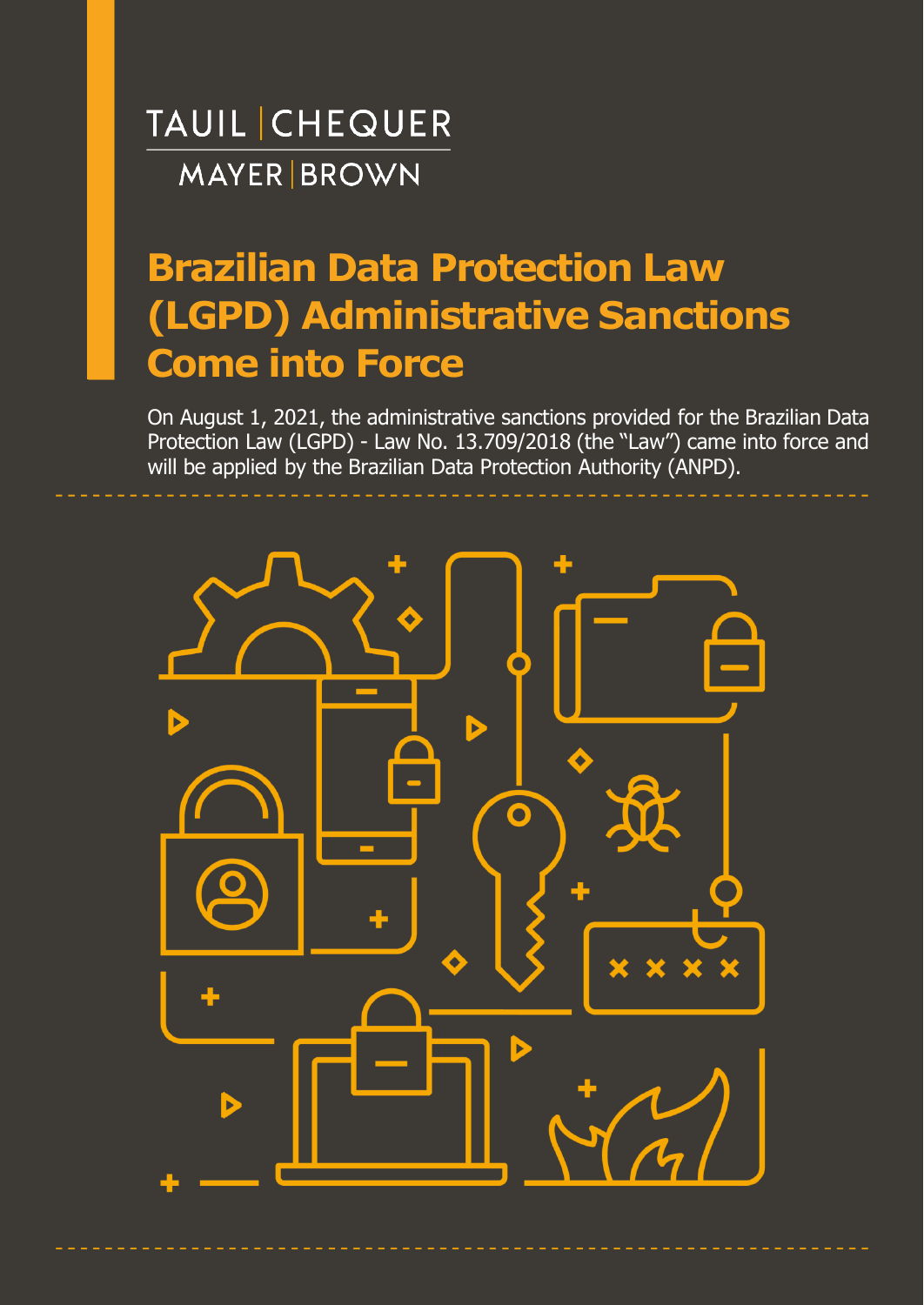TAUIL | CHEQUER

MAYER | BROWN

# Brazilian Data Protection Law (LGPD) Administrative Sanctions Come into Force

On August 1, 2021, the administrative sanctions provided for the Brazilian Data Protection Law (LGPD) - Law No. 13.709/2018 (the "Law") came into force and will be applied by the Brazilian Data Protection Authority (ANPD).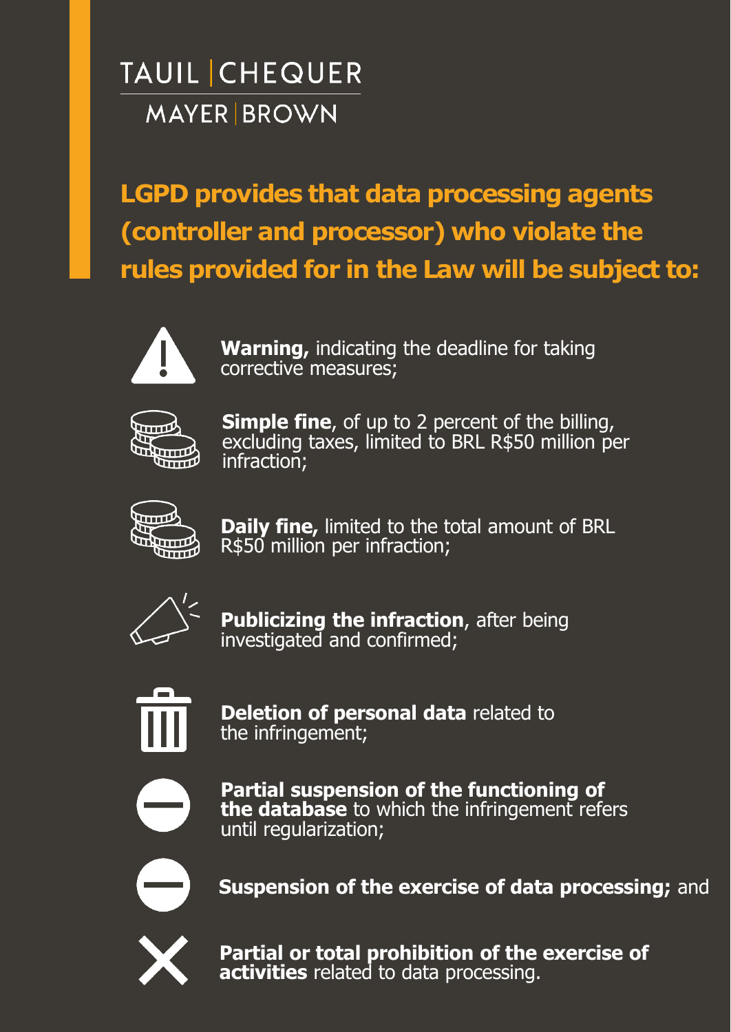TAUIL | CHEQUER

MAYER | BROWN

## LGPD provides that data processing agents (controller and processor) who violate the rules provided for in the Law will be subject to:

- **Warning,** indicating the deadline for taking corrective measures;
- **Simple fine**, of up to 2 percent of the billing, excluding taxes, limited to BRL R$50 million per infraction;
- **Daily fine,** limited to the total amount of BRL R$50 million per infraction;
- **Publicizing the infraction**, after being investigated and confirmed;
- **Deletion of personal data** related to the infringement;
- **Partial suspension of the functioning of the database** to which the infringement refers until regularization;
- **Suspension of the exercise of data processing;** and
- **Partial or total prohibition of the exercise of activities** related to data processing.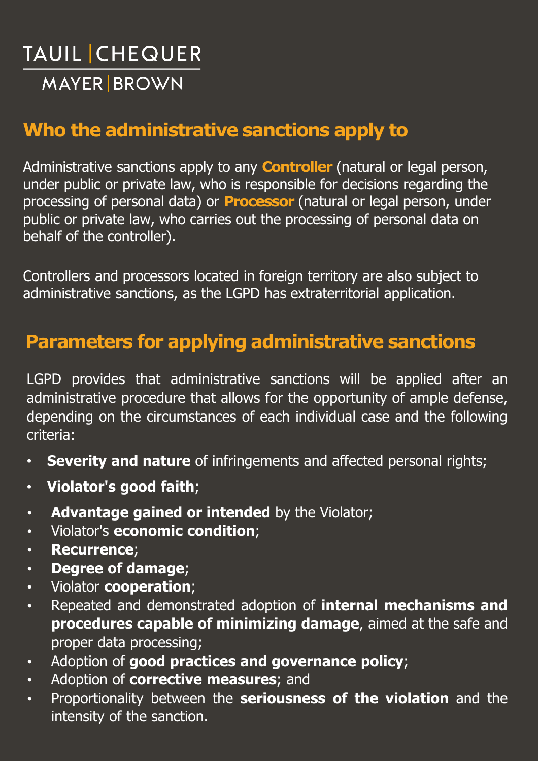TAUIL | CHEQUER
MAYER | BROWN

## Who the administrative sanctions apply to

Administrative sanctions apply to any **Controller** (natural or legal person, under public or private law, who is responsible for decisions regarding the processing of personal data) or **Processor** (natural or legal person, under public or private law, who carries out the processing of personal data on behalf of the controller).

Controllers and processors located in foreign territory are also subject to administrative sanctions, as the LGPD has extraterritorial application.

## Parameters for applying administrative sanctions

LGPD provides that administrative sanctions will be applied after an administrative procedure that allows for the opportunity of ample defense, depending on the circumstances of each individual case and the following criteria:

- **Severity and nature** of infringements and affected personal rights;
- **Violator's good faith**;
- **Advantage gained or intended** by the Violator;
- Violator's **economic condition**;
- **Recurrence**;
- **Degree of damage**;
- Violator **cooperation**;
- Repeated and demonstrated adoption of **internal mechanisms and procedures capable of minimizing damage**, aimed at the safe and proper data processing;
- Adoption of **good practices and governance policy**;
- Adoption of **corrective measures**; and
- Proportionality between the **seriousness of the violation** and the intensity of the sanction.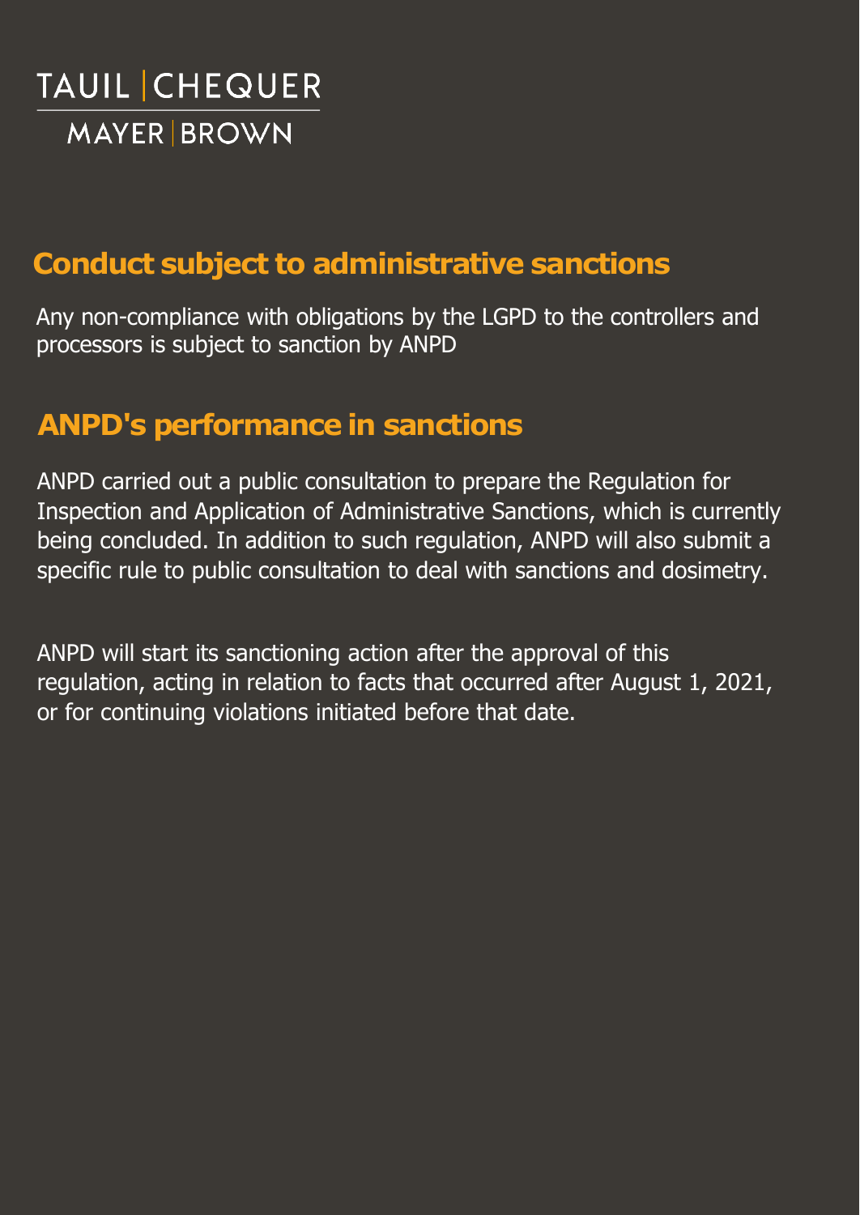TAUIL | CHEQUER
MAYER | BROWN

## Conduct subject to administrative sanctions

Any non-compliance with obligations by the LGPD to the controllers and processors is subject to sanction by ANPD

## ANPD's performance in sanctions

ANPD carried out a public consultation to prepare the Regulation for Inspection and Application of Administrative Sanctions, which is currently being concluded. In addition to such regulation, ANPD will also submit a specific rule to public consultation to deal with sanctions and dosimetry.

ANPD will start its sanctioning action after the approval of this regulation, acting in relation to facts that occurred after August 1, 2021, or for continuing violations initiated before that date.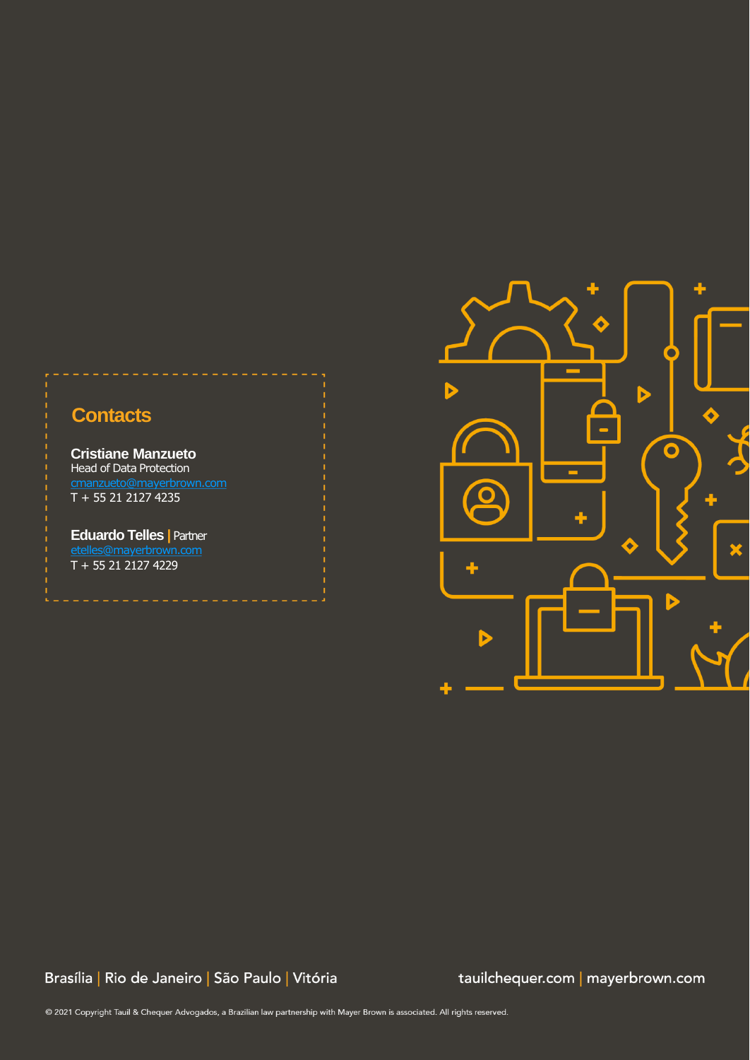## Contacts

**Cristiane Manzueto**
Head of Data Protection
cmanzueto@mayerbrown.com
T + 55 21 2127 4235

**Eduardo Telles** | Partner
etelles@mayerbrown.com
T + 55 21 2127 4229

Brasília | Rio de Janeiro | São Paulo | Vitória

tauilchequer.com | mayerbrown.com

© 2021 Copyright Tauil & Chequer Advogados, a Brazilian law partnership with Mayer Brown is associated. All rights reserved.